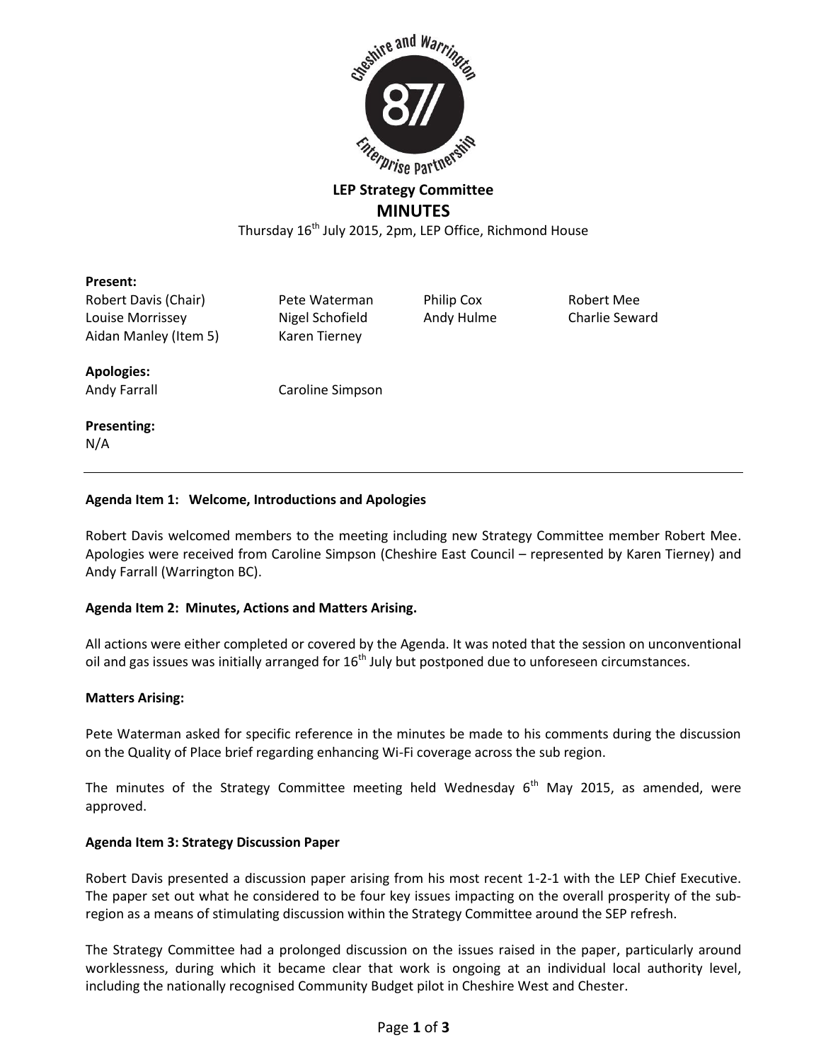## LEP Strategy Committee

## MINUTES

Thursday 16th July 2015, 2pm, LEP Office, Richmond House

**Present:**

| | | | |
|---|---|---|---|
| Robert Davis (Chair) | Pete Waterman | Philip Cox | Robert Mee |
| Louise Morrissey | Nigel Schofield | Andy Hulme | Charlie Seward |
| Aidan Manley (Item 5) | Karen Tierney | | |

**Apologies:**

Andy Farrall    Caroline Simpson

**Presenting:**

N/A

---

**Agenda Item 1: Welcome, Introductions and Apologies**

Robert Davis welcomed members to the meeting including new Strategy Committee member Robert Mee. Apologies were received from Caroline Simpson (Cheshire East Council – represented by Karen Tierney) and Andy Farrall (Warrington BC).

**Agenda Item 2: Minutes, Actions and Matters Arising.**

All actions were either completed or covered by the Agenda. It was noted that the session on unconventional oil and gas issues was initially arranged for 16th July but postponed due to unforeseen circumstances.

**Matters Arising:**

Pete Waterman asked for specific reference in the minutes be made to his comments during the discussion on the Quality of Place brief regarding enhancing Wi-Fi coverage across the sub region.

The minutes of the Strategy Committee meeting held Wednesday 6th May 2015, as amended, were approved.

**Agenda Item 3: Strategy Discussion Paper**

Robert Davis presented a discussion paper arising from his most recent 1-2-1 with the LEP Chief Executive. The paper set out what he considered to be four key issues impacting on the overall prosperity of the sub-region as a means of stimulating discussion within the Strategy Committee around the SEP refresh.

The Strategy Committee had a prolonged discussion on the issues raised in the paper, particularly around worklessness, during which it became clear that work is ongoing at an individual local authority level, including the nationally recognised Community Budget pilot in Cheshire West and Chester.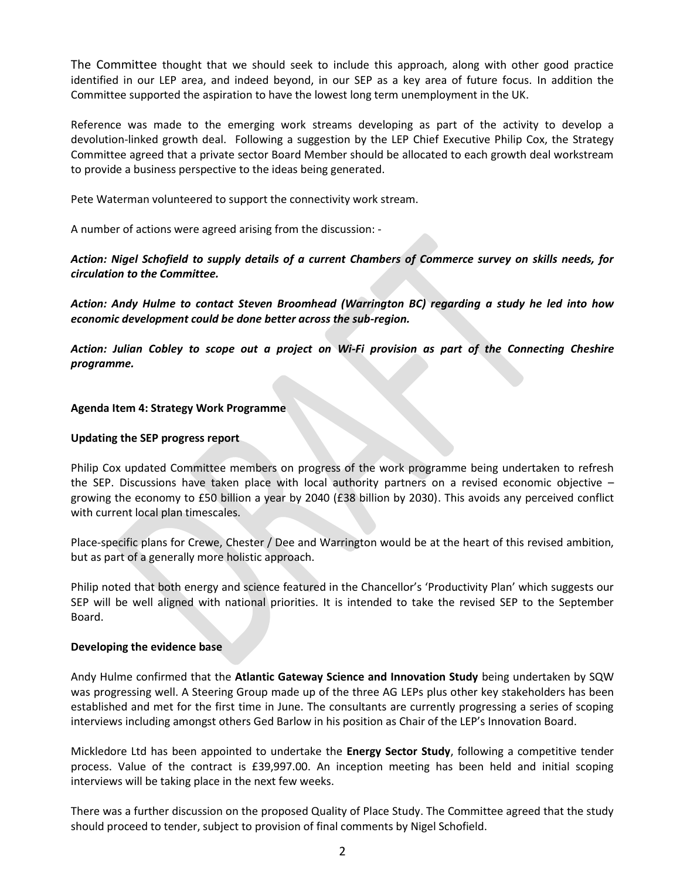The Committee thought that we should seek to include this approach, along with other good practice identified in our LEP area, and indeed beyond, in our SEP as a key area of future focus. In addition the Committee supported the aspiration to have the lowest long term unemployment in the UK.

Reference was made to the emerging work streams developing as part of the activity to develop a devolution-linked growth deal. Following a suggestion by the LEP Chief Executive Philip Cox, the Strategy Committee agreed that a private sector Board Member should be allocated to each growth deal workstream to provide a business perspective to the ideas being generated.

Pete Waterman volunteered to support the connectivity work stream.

A number of actions were agreed arising from the discussion: -

***Action: Nigel Schofield to supply details of a current Chambers of Commerce survey on skills needs, for circulation to the Committee.***

***Action: Andy Hulme to contact Steven Broomhead (Warrington BC) regarding a study he led into how economic development could be done better across the sub-region.***

***Action: Julian Cobley to scope out a project on Wi-Fi provision as part of the Connecting Cheshire programme.***

**Agenda Item 4: Strategy Work Programme**

**Updating the SEP progress report**

Philip Cox updated Committee members on progress of the work programme being undertaken to refresh the SEP. Discussions have taken place with local authority partners on a revised economic objective – growing the economy to £50 billion a year by 2040 (£38 billion by 2030). This avoids any perceived conflict with current local plan timescales.

Place-specific plans for Crewe, Chester / Dee and Warrington would be at the heart of this revised ambition, but as part of a generally more holistic approach.

Philip noted that both energy and science featured in the Chancellor's 'Productivity Plan' which suggests our SEP will be well aligned with national priorities. It is intended to take the revised SEP to the September Board.

**Developing the evidence base**

Andy Hulme confirmed that the **Atlantic Gateway Science and Innovation Study** being undertaken by SQW was progressing well. A Steering Group made up of the three AG LEPs plus other key stakeholders has been established and met for the first time in June. The consultants are currently progressing a series of scoping interviews including amongst others Ged Barlow in his position as Chair of the LEP's Innovation Board.

Mickledore Ltd has been appointed to undertake the **Energy Sector Study**, following a competitive tender process. Value of the contract is £39,997.00. An inception meeting has been held and initial scoping interviews will be taking place in the next few weeks.

There was a further discussion on the proposed Quality of Place Study. The Committee agreed that the study should proceed to tender, subject to provision of final comments by Nigel Schofield.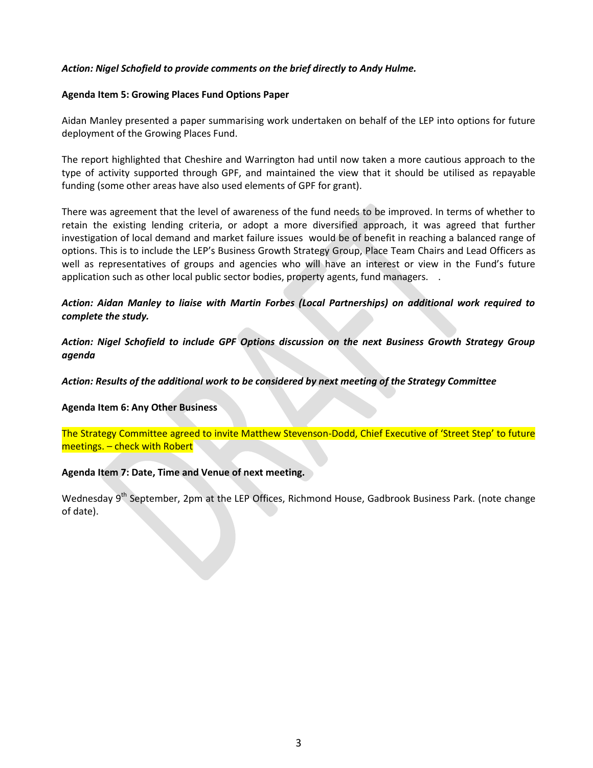***Action: Nigel Schofield to provide comments on the brief directly to Andy Hulme.***

**Agenda Item 5: Growing Places Fund Options Paper**

Aidan Manley presented a paper summarising work undertaken on behalf of the LEP into options for future deployment of the Growing Places Fund.

The report highlighted that Cheshire and Warrington had until now taken a more cautious approach to the type of activity supported through GPF, and maintained the view that it should be utilised as repayable funding (some other areas have also used elements of GPF for grant).

There was agreement that the level of awareness of the fund needs to be improved. In terms of whether to retain the existing lending criteria, or adopt a more diversified approach, it was agreed that further investigation of local demand and market failure issues would be of benefit in reaching a balanced range of options. This is to include the LEP's Business Growth Strategy Group, Place Team Chairs and Lead Officers as well as representatives of groups and agencies who will have an interest or view in the Fund's future application such as other local public sector bodies, property agents, fund managers. .

***Action: Aidan Manley to liaise with Martin Forbes (Local Partnerships) on additional work required to complete the study.***

***Action: Nigel Schofield to include GPF Options discussion on the next Business Growth Strategy Group agenda***

***Action: Results of the additional work to be considered by next meeting of the Strategy Committee***

**Agenda Item 6: Any Other Business**

The Strategy Committee agreed to invite Matthew Stevenson-Dodd, Chief Executive of 'Street Step' to future meetings. – check with Robert

**Agenda Item 7: Date, Time and Venue of next meeting.**

Wednesday 9th September, 2pm at the LEP Offices, Richmond House, Gadbrook Business Park. (note change of date).